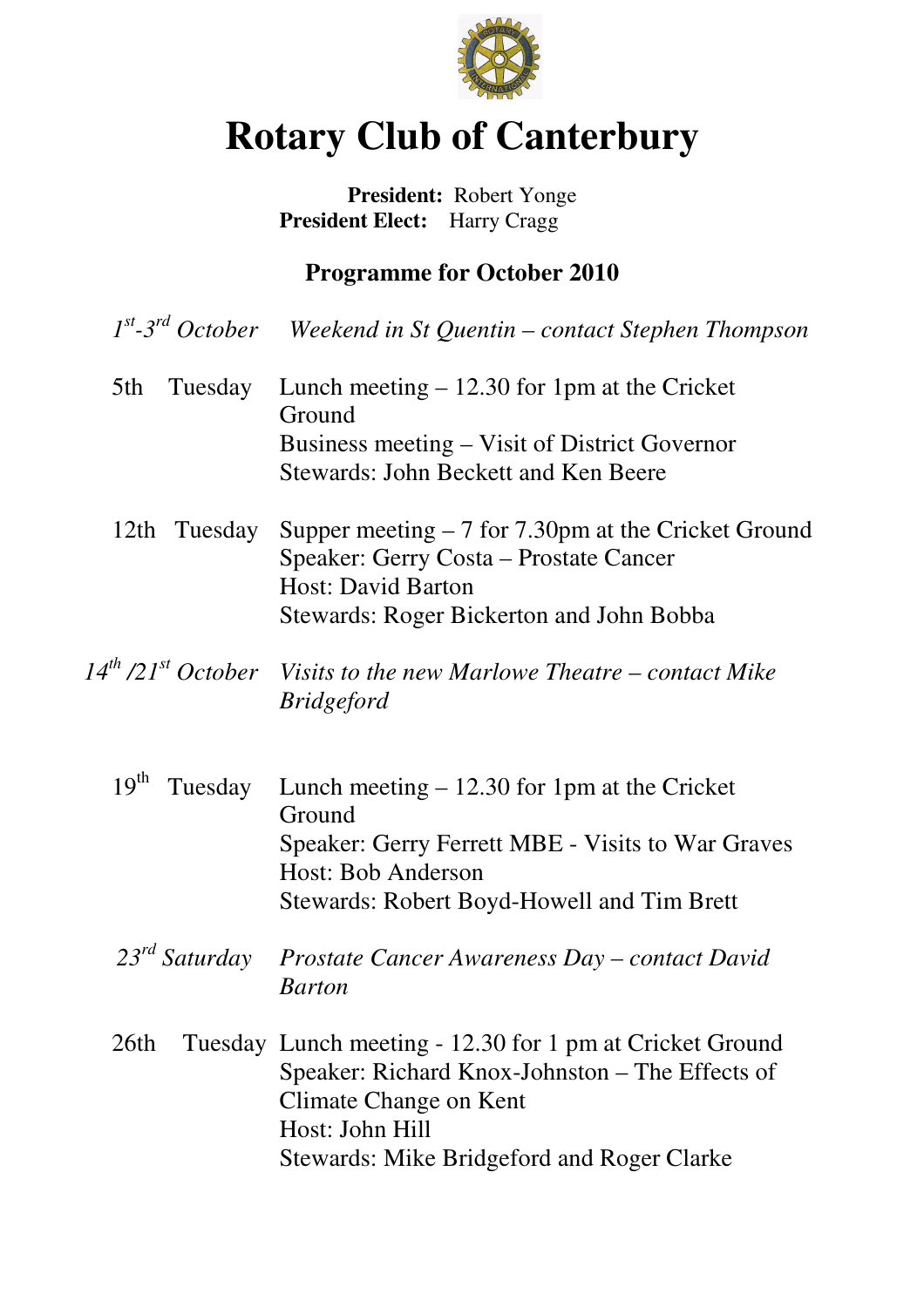# Rotary Club of Canterbury

**President:** Robert Yonge
**President Elect:** Harry Cragg

## Programme for October 2010

*1st-3rd October* — *Weekend in St Quentin – contact Stephen Thompson*

**5th Tuesday**
Lunch meeting – 12.30 for 1pm at the Cricket Ground
Business meeting – Visit of District Governor
Stewards: John Beckett and Ken Beere

**12th Tuesday**
Supper meeting – 7 for 7.30pm at the Cricket Ground
Speaker: Gerry Costa – Prostate Cancer
Host: David Barton
Stewards: Roger Bickerton and John Bobba

*14th /21st October* — *Visits to the new Marlowe Theatre – contact Mike Bridgeford*

**19th Tuesday**
Lunch meeting – 12.30 for 1pm at the Cricket Ground
Speaker: Gerry Ferrett MBE - Visits to War Graves
Host: Bob Anderson
Stewards: Robert Boyd-Howell and Tim Brett

*23rd Saturday* — *Prostate Cancer Awareness Day – contact David Barton*

**26th Tuesday**
Lunch meeting - 12.30 for 1 pm at Cricket Ground
Speaker: Richard Knox-Johnston – The Effects of Climate Change on Kent
Host: John Hill
Stewards: Mike Bridgeford and Roger Clarke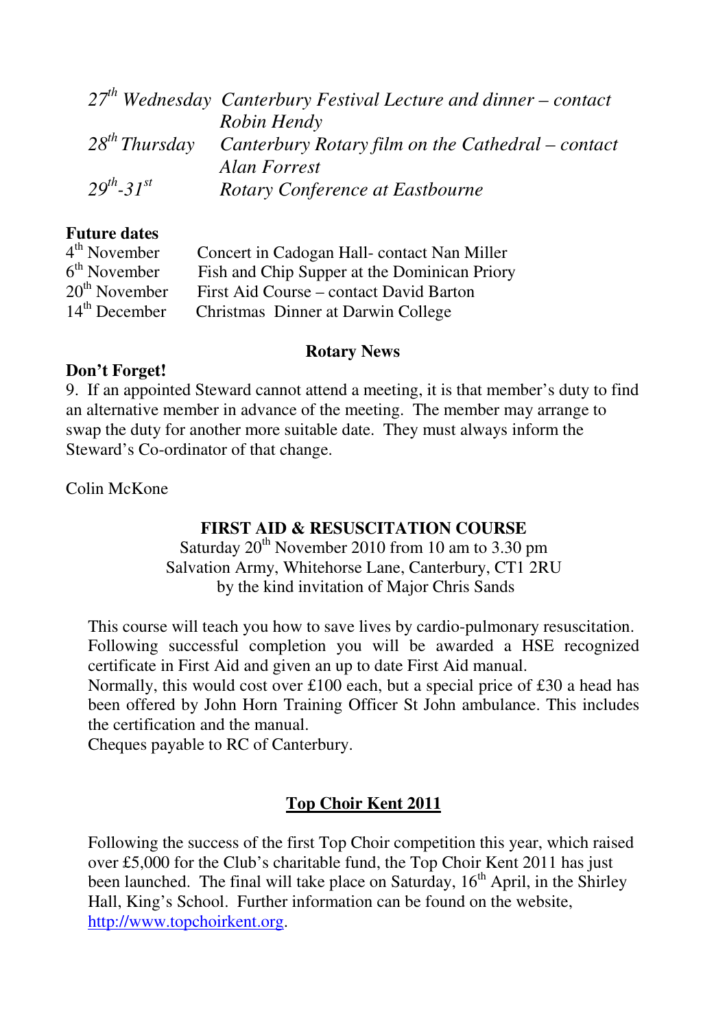| | |
|---|---|
| *27th Wednesday* | *Canterbury Festival Lecture and dinner – contact Robin Hendy* |
| *28th Thursday* | *Canterbury Rotary film on the Cathedral – contact Alan Forrest* |
| *29th-31st* | *Rotary Conference at Eastbourne* |

**Future dates**

| | |
|---|---|
| 4th November | Concert in Cadogan Hall- contact Nan Miller |
| 6th November | Fish and Chip Supper at the Dominican Priory |
| 20th November | First Aid Course – contact David Barton |
| 14th December | Christmas Dinner at Darwin College |

**Rotary News**

**Don't Forget!**

9. If an appointed Steward cannot attend a meeting, it is that member's duty to find an alternative member in advance of the meeting. The member may arrange to swap the duty for another more suitable date. They must always inform the Steward's Co-ordinator of that change.

Colin McKone

**FIRST AID & RESUSCITATION COURSE**

Saturday 20th November 2010 from 10 am to 3.30 pm
Salvation Army, Whitehorse Lane, Canterbury, CT1 2RU
by the kind invitation of Major Chris Sands

This course will teach you how to save lives by cardio-pulmonary resuscitation. Following successful completion you will be awarded a HSE recognized certificate in First Aid and given an up to date First Aid manual.
Normally, this would cost over £100 each, but a special price of £30 a head has been offered by John Horn Training Officer St John ambulance. This includes the certification and the manual.
Cheques payable to RC of Canterbury.

**Top Choir Kent 2011**

Following the success of the first Top Choir competition this year, which raised over £5,000 for the Club's charitable fund, the Top Choir Kent 2011 has just been launched. The final will take place on Saturday, 16th April, in the Shirley Hall, King's School. Further information can be found on the website, http://www.topchoirkent.org.